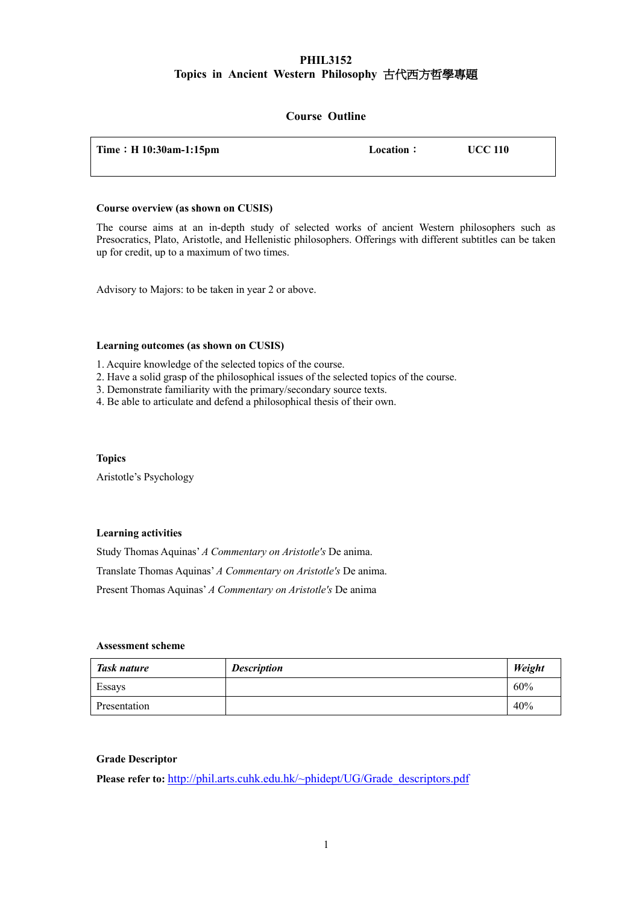# PHIL3152
## Topics in Ancient Western Philosophy 古代西方哲學專題

### Course Outline

| Time：H 10:30am-1:15pm | Location： | UCC 110 |
| --- | --- | --- |

**Course overview (as shown on CUSIS)**

The course aims at an in-depth study of selected works of ancient Western philosophers such as Presocratics, Plato, Aristotle, and Hellenistic philosophers. Offerings with different subtitles can be taken up for credit, up to a maximum of two times.

Advisory to Majors: to be taken in year 2 or above.

**Learning outcomes (as shown on CUSIS)**

1. Acquire knowledge of the selected topics of the course.
2. Have a solid grasp of the philosophical issues of the selected topics of the course.
3. Demonstrate familiarity with the primary/secondary source texts.
4. Be able to articulate and defend a philosophical thesis of their own.

**Topics**

Aristotle's Psychology

**Learning activities**

Study Thomas Aquinas' *A Commentary on Aristotle's* De anima.

Translate Thomas Aquinas' *A Commentary on Aristotle's* De anima.

Present Thomas Aquinas' *A Commentary on Aristotle's* De anima

**Assessment scheme**

| ***Task nature*** | ***Description*** | ***Weight*** |
| --- | --- | --- |
| Essays | | 60% |
| Presentation | | 40% |

**Grade Descriptor**

**Please refer to:** [http://phil.arts.cuhk.edu.hk/~phidept/UG/Grade_descriptors.pdf](http://phil.arts.cuhk.edu.hk/~phidept/UG/Grade_descriptors.pdf)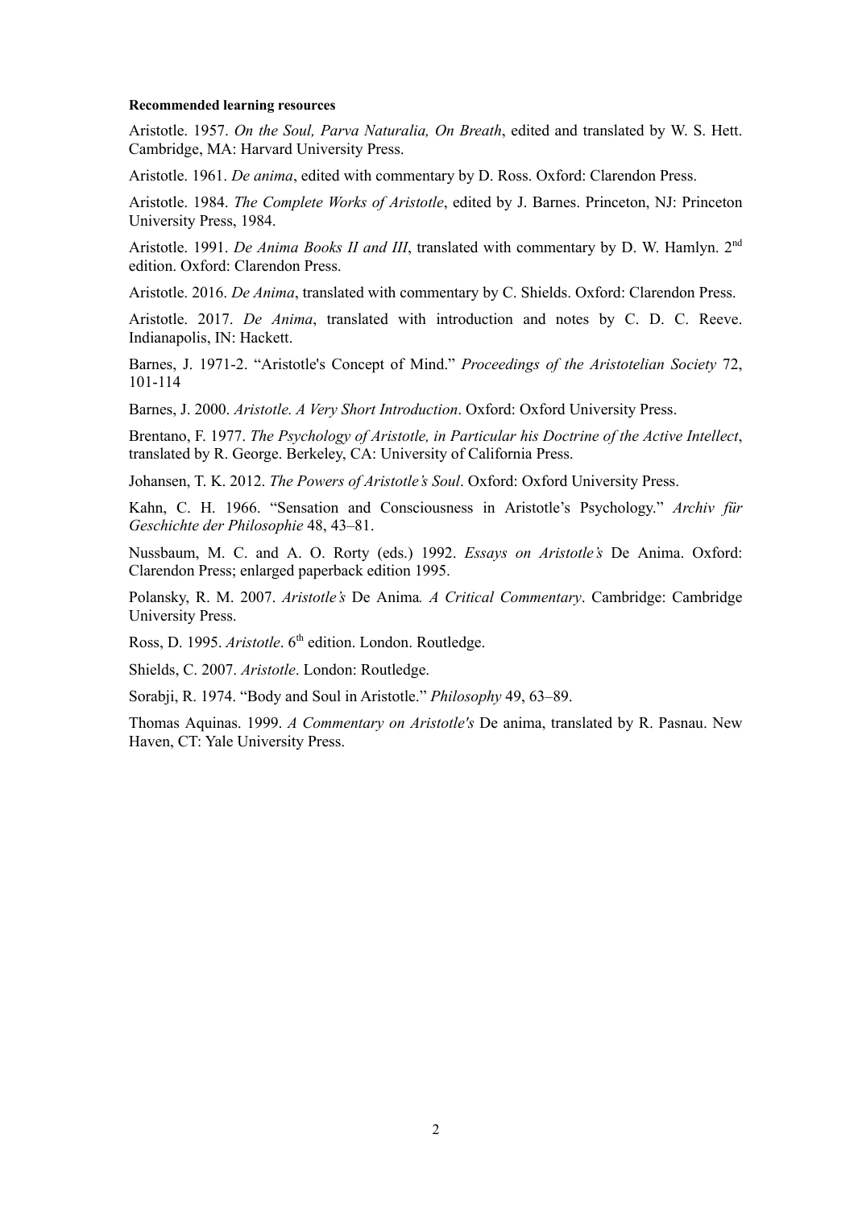**Recommended learning resources**

Aristotle. 1957. *On the Soul, Parva Naturalia, On Breath*, edited and translated by W. S. Hett. Cambridge, MA: Harvard University Press.

Aristotle. 1961. *De anima*, edited with commentary by D. Ross. Oxford: Clarendon Press.

Aristotle. 1984. *The Complete Works of Aristotle*, edited by J. Barnes. Princeton, NJ: Princeton University Press, 1984.

Aristotle. 1991. *De Anima Books II and III*, translated with commentary by D. W. Hamlyn. 2nd edition. Oxford: Clarendon Press.

Aristotle. 2016. *De Anima*, translated with commentary by C. Shields. Oxford: Clarendon Press.

Aristotle. 2017. *De Anima*, translated with introduction and notes by C. D. C. Reeve. Indianapolis, IN: Hackett.

Barnes, J. 1971-2. "Aristotle's Concept of Mind." *Proceedings of the Aristotelian Society* 72, 101-114

Barnes, J. 2000. *Aristotle. A Very Short Introduction*. Oxford: Oxford University Press.

Brentano, F. 1977. *The Psychology of Aristotle, in Particular his Doctrine of the Active Intellect*, translated by R. George. Berkeley, CA: University of California Press.

Johansen, T. K. 2012. *The Powers of Aristotle's Soul*. Oxford: Oxford University Press.

Kahn, C. H. 1966. "Sensation and Consciousness in Aristotle's Psychology." *Archiv für Geschichte der Philosophie* 48, 43–81.

Nussbaum, M. C. and A. O. Rorty (eds.) 1992. *Essays on Aristotle's* De Anima. Oxford: Clarendon Press; enlarged paperback edition 1995.

Polansky, R. M. 2007. *Aristotle's* De Anima*. A Critical Commentary*. Cambridge: Cambridge University Press.

Ross, D. 1995. *Aristotle*. 6th edition. London. Routledge.

Shields, C. 2007. *Aristotle*. London: Routledge.

Sorabji, R. 1974. "Body and Soul in Aristotle." *Philosophy* 49, 63–89.

Thomas Aquinas. 1999. *A Commentary on Aristotle's* De anima, translated by R. Pasnau. New Haven, CT: Yale University Press.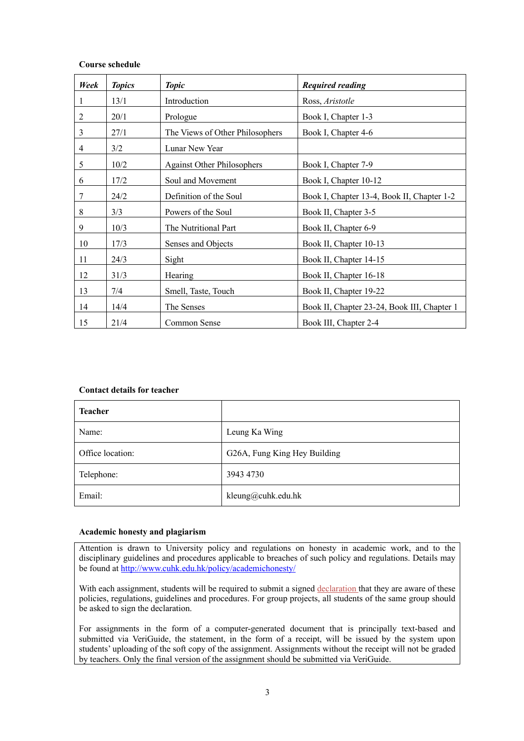**Course schedule**

| *Week* | *Topics* | *Topic* | *Required reading* |
|---|---|---|---|
| 1 | 13/1 | Introduction | Ross, *Aristotle* |
| 2 | 20/1 | Prologue | Book I, Chapter 1-3 |
| 3 | 27/1 | The Views of Other Philosophers | Book I, Chapter 4-6 |
| 4 | 3/2 | Lunar New Year | |
| 5 | 10/2 | Against Other Philosophers | Book I, Chapter 7-9 |
| 6 | 17/2 | Soul and Movement | Book I, Chapter 10-12 |
| 7 | 24/2 | Definition of the Soul | Book I, Chapter 13-4, Book II, Chapter 1-2 |
| 8 | 3/3 | Powers of the Soul | Book II, Chapter 3-5 |
| 9 | 10/3 | The Nutritional Part | Book II, Chapter 6-9 |
| 10 | 17/3 | Senses and Objects | Book II, Chapter 10-13 |
| 11 | 24/3 | Sight | Book II, Chapter 14-15 |
| 12 | 31/3 | Hearing | Book II, Chapter 16-18 |
| 13 | 7/4 | Smell, Taste, Touch | Book II, Chapter 19-22 |
| 14 | 14/4 | The Senses | Book II, Chapter 23-24, Book III, Chapter 1 |
| 15 | 21/4 | Common Sense | Book III, Chapter 2-4 |

**Contact details for teacher**

| **Teacher** | |
|---|---|
| Name: | Leung Ka Wing |
| Office location: | G26A, Fung King Hey Building |
| Telephone: | 3943 4730 |
| Email: | kleung@cuhk.edu.hk |

**Academic honesty and plagiarism**

Attention is drawn to University policy and regulations on honesty in academic work, and to the disciplinary guidelines and procedures applicable to breaches of such policy and regulations. Details may be found at http://www.cuhk.edu.hk/policy/academichonesty/

With each assignment, students will be required to submit a signed declaration that they are aware of these policies, regulations, guidelines and procedures. For group projects, all students of the same group should be asked to sign the declaration.

For assignments in the form of a computer-generated document that is principally text-based and submitted via VeriGuide, the statement, in the form of a receipt, will be issued by the system upon students' uploading of the soft copy of the assignment. Assignments without the receipt will not be graded by teachers. Only the final version of the assignment should be submitted via VeriGuide.